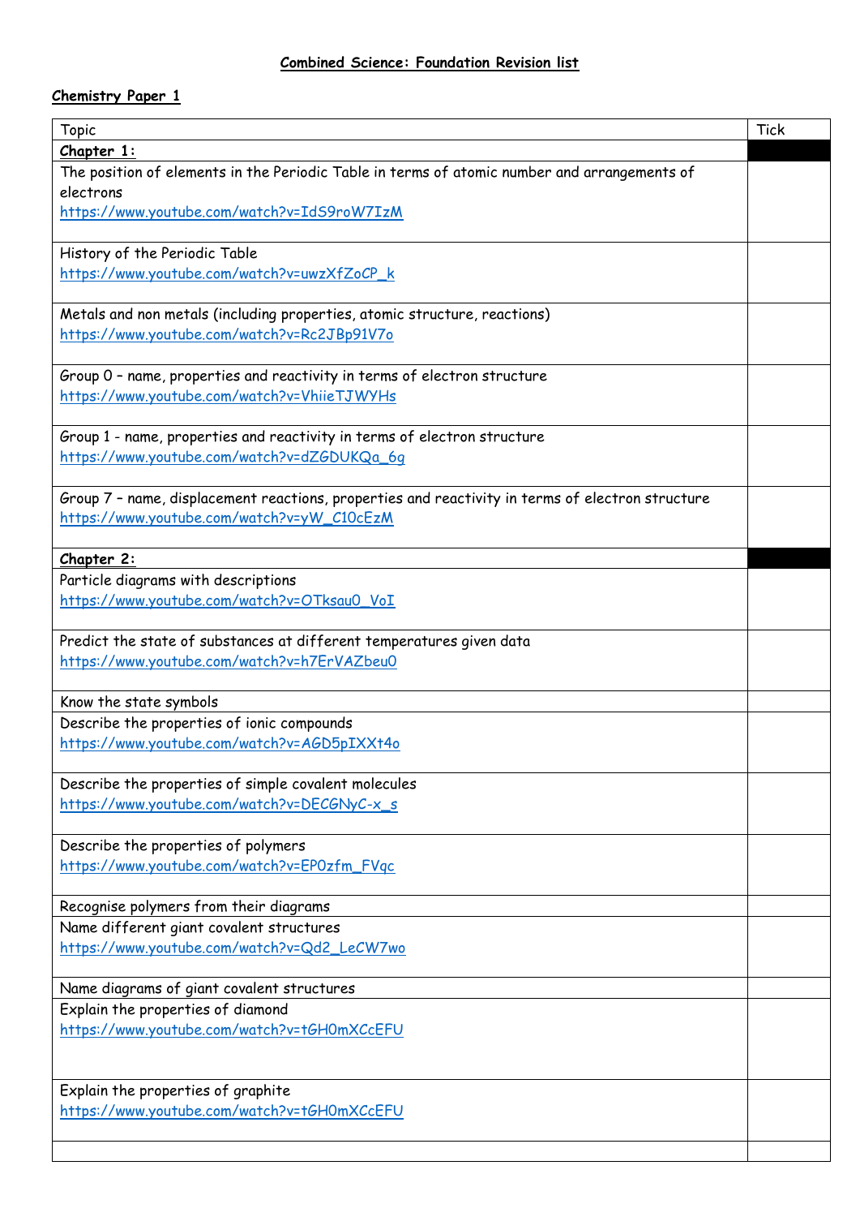# Combined Science: Foundation Revision list

## Chemistry Paper 1

| Topic | Tick |
|---|---|
| **Chapter 1:** | |
| The position of elements in the Periodic Table in terms of atomic number and arrangements of electrons https://www.youtube.com/watch?v=IdS9roW7IzM | |
| History of the Periodic Table https://www.youtube.com/watch?v=uwzXfZoCP_k | |
| Metals and non metals (including properties, atomic structure, reactions) https://www.youtube.com/watch?v=Rc2JBp91V7o | |
| Group 0 – name, properties and reactivity in terms of electron structure https://www.youtube.com/watch?v=VhiieTJWYHs | |
| Group 1 - name, properties and reactivity in terms of electron structure https://www.youtube.com/watch?v=dZGDUKQa_6g | |
| Group 7 – name, displacement reactions, properties and reactivity in terms of electron structure https://www.youtube.com/watch?v=yW_C10cEzM | |
| **Chapter 2:** | |
| Particle diagrams with descriptions https://www.youtube.com/watch?v=OTksau0_VoI | |
| Predict the state of substances at different temperatures given data https://www.youtube.com/watch?v=h7ErVAZbeu0 | |
| Know the state symbols | |
| Describe the properties of ionic compounds https://www.youtube.com/watch?v=AGD5pIXXt4o | |
| Describe the properties of simple covalent molecules https://www.youtube.com/watch?v=DECGNyC-x_s | |
| Describe the properties of polymers https://www.youtube.com/watch?v=EP0zfm_FVqc | |
| Recognise polymers from their diagrams | |
| Name different giant covalent structures https://www.youtube.com/watch?v=Qd2_LeCW7wo | |
| Name diagrams of giant covalent structures | |
| Explain the properties of diamond https://www.youtube.com/watch?v=tGH0mXCcEFU | |
| Explain the properties of graphite https://www.youtube.com/watch?v=tGH0mXCcEFU | |
| | |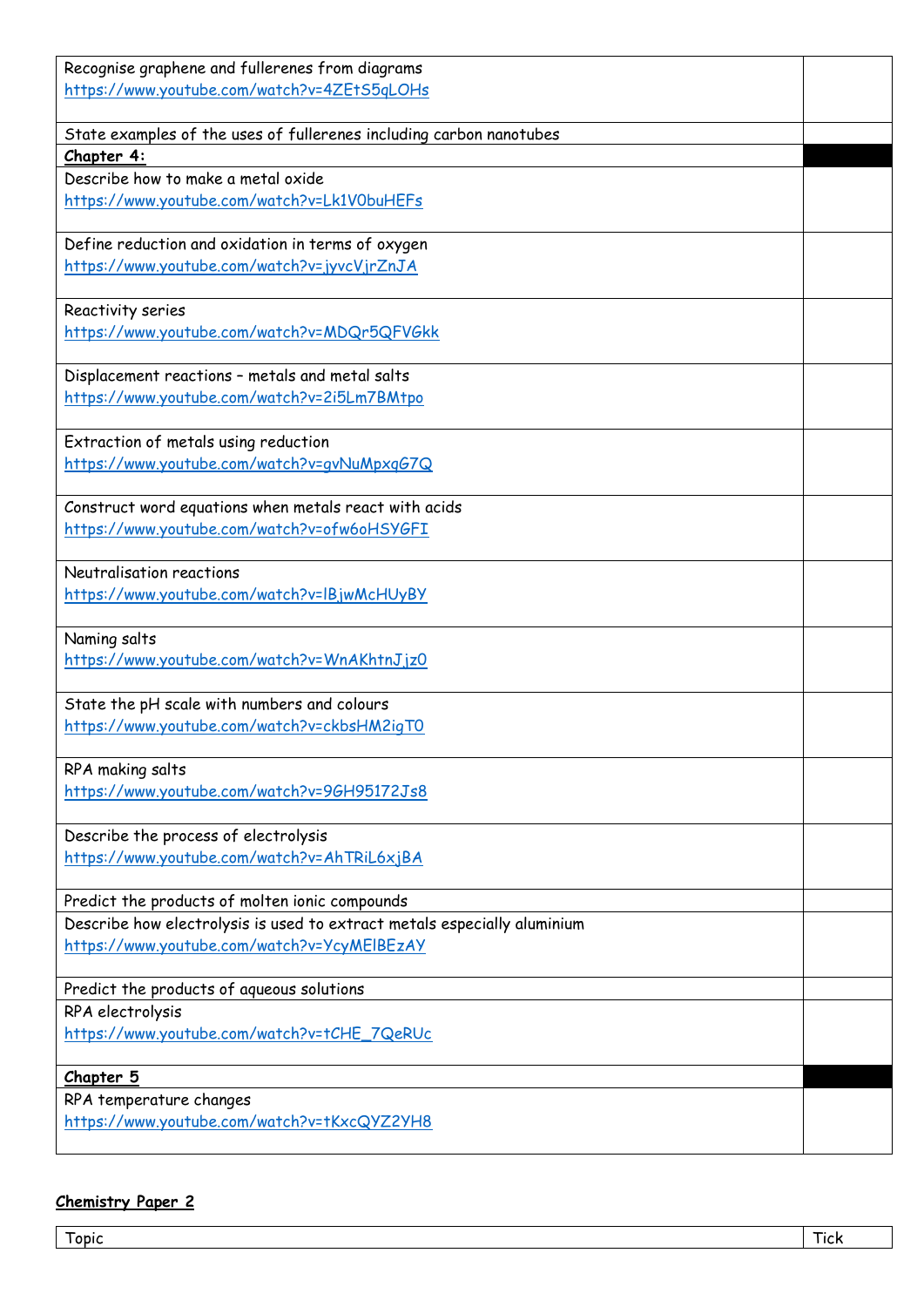| | |
|---|---|
| Recognise graphene and fullerenes from diagrams<br>https://www.youtube.com/watch?v=4ZEtS5qLOHs | |
| State examples of the uses of fullerenes including carbon nanotubes | |
| **Chapter 4:** | |
| Describe how to make a metal oxide<br>https://www.youtube.com/watch?v=Lk1V0buHEFs | |
| Define reduction and oxidation in terms of oxygen<br>https://www.youtube.com/watch?v=jyvcVjrZnJA | |
| Reactivity series<br>https://www.youtube.com/watch?v=MDQr5QFVGkk | |
| Displacement reactions – metals and metal salts<br>https://www.youtube.com/watch?v=2i5Lm7BMtpo | |
| Extraction of metals using reduction<br>https://www.youtube.com/watch?v=gvNuMpxqG7Q | |
| Construct word equations when metals react with acids<br>https://www.youtube.com/watch?v=ofw6oHSYGFI | |
| Neutralisation reactions<br>https://www.youtube.com/watch?v=lBjwMcHUyBY | |
| Naming salts<br>https://www.youtube.com/watch?v=WnAKhtnJjz0 | |
| State the pH scale with numbers and colours<br>https://www.youtube.com/watch?v=ckbsHM2igT0 | |
| RPA making salts<br>https://www.youtube.com/watch?v=9GH95172Js8 | |
| Describe the process of electrolysis<br>https://www.youtube.com/watch?v=AhTRiL6xjBA | |
| Predict the products of molten ionic compounds | |
| Describe how electrolysis is used to extract metals especially aluminium<br>https://www.youtube.com/watch?v=YcyMElBEzAY | |
| Predict the products of aqueous solutions | |
| RPA electrolysis<br>https://www.youtube.com/watch?v=tCHE_7QeRUc | |
| **Chapter 5** | |
| RPA temperature changes<br>https://www.youtube.com/watch?v=tKxcQYZ2YH8 | |

**Chemistry Paper 2**

| Topic | Tick |
|---|---|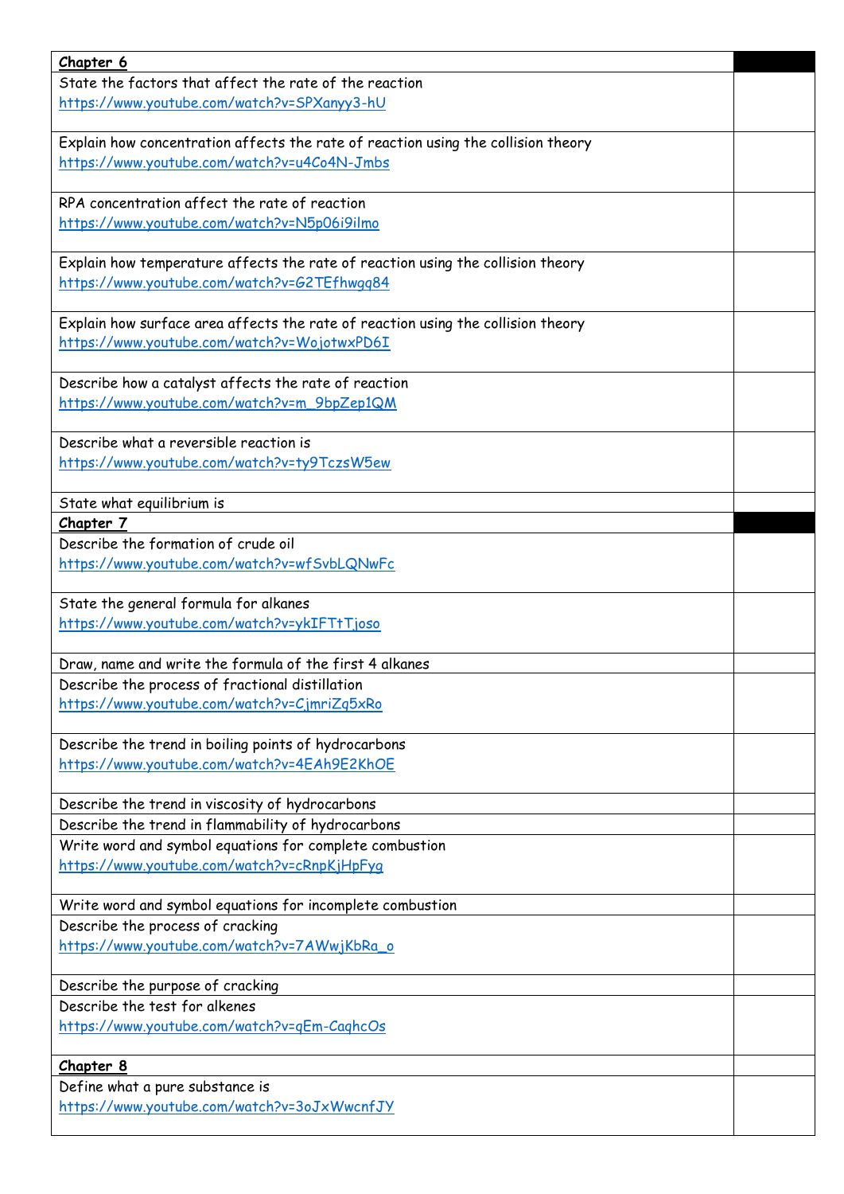| **Chapter 6** | |
|---|---|
| State the factors that affect the rate of the reaction<br>https://www.youtube.com/watch?v=SPXanyy3-hU | |
| Explain how concentration affects the rate of reaction using the collision theory<br>https://www.youtube.com/watch?v=u4Co4N-Jmbs | |
| RPA concentration affect the rate of reaction<br>https://www.youtube.com/watch?v=N5p06i9ilmo | |
| Explain how temperature affects the rate of reaction using the collision theory<br>https://www.youtube.com/watch?v=G2TEfhwgg84 | |
| Explain how surface area affects the rate of reaction using the collision theory<br>https://www.youtube.com/watch?v=WojotwxPD6I | |
| Describe how a catalyst affects the rate of reaction<br>https://www.youtube.com/watch?v=m_9bpZep1QM | |
| Describe what a reversible reaction is<br>https://www.youtube.com/watch?v=ty9TczsW5ew | |
| State what equilibrium is | |
| **Chapter 7** | |
| Describe the formation of crude oil<br>https://www.youtube.com/watch?v=wfSvbLQNwFc | |
| State the general formula for alkanes<br>https://www.youtube.com/watch?v=ykIFTtTjoso | |
| Draw, name and write the formula of the first 4 alkanes | |
| Describe the process of fractional distillation<br>https://www.youtube.com/watch?v=CjmriZq5xRo | |
| Describe the trend in boiling points of hydrocarbons<br>https://www.youtube.com/watch?v=4EAh9E2KhOE | |
| Describe the trend in viscosity of hydrocarbons | |
| Describe the trend in flammability of hydrocarbons | |
| Write word and symbol equations for complete combustion<br>https://www.youtube.com/watch?v=cRnpKjHpFyg | |
| Write word and symbol equations for incomplete combustion | |
| Describe the process of cracking<br>https://www.youtube.com/watch?v=7AWwjKbRa_o | |
| Describe the purpose of cracking | |
| Describe the test for alkenes<br>https://www.youtube.com/watch?v=qEm-CaqhcOs | |
| **Chapter 8** | |
| Define what a pure substance is<br>https://www.youtube.com/watch?v=3oJxWwcnfJY | |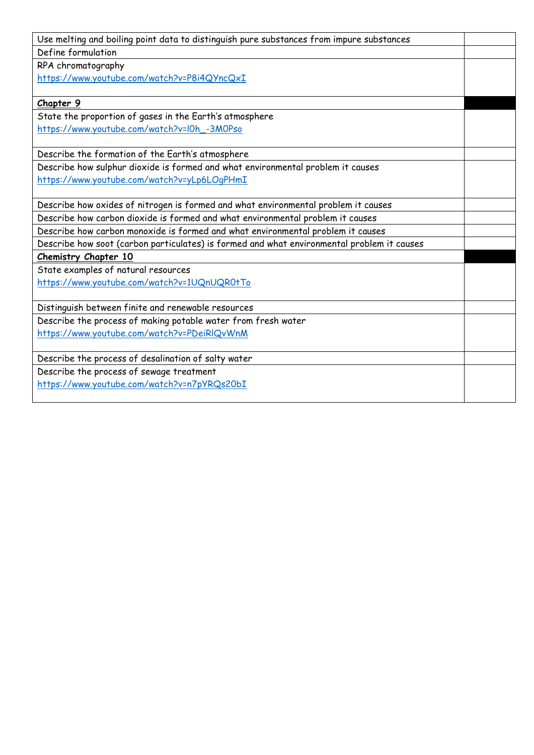| | |
|---|---|
| Use melting and boiling point data to distinguish pure substances from impure substances | |
| Define formulation | |
| RPA chromatography<br>https://www.youtube.com/watch?v=P8i4QYncQxI | |
| **Chapter 9** | |
| State the proportion of gases in the Earth's atmosphere<br>https://www.youtube.com/watch?v=l0h_-3M0Pso | |
| Describe the formation of the Earth's atmosphere | |
| Describe how sulphur dioxide is formed and what environmental problem it causes<br>https://www.youtube.com/watch?v=yLp6LOgPHmI | |
| Describe how oxides of nitrogen is formed and what environmental problem it causes | |
| Describe how carbon dioxide is formed and what environmental problem it causes | |
| Describe how carbon monoxide is formed and what environmental problem it causes | |
| Describe how soot (carbon particulates) is formed and what environmental problem it causes | |
| **Chemistry Chapter 10** | |
| State examples of natural resources<br>https://www.youtube.com/watch?v=1UQnUQR0tTo | |
| Distinguish between finite and renewable resources | |
| Describe the process of making potable water from fresh water<br>https://www.youtube.com/watch?v=PDeiRlQvWnM | |
| Describe the process of desalination of salty water | |
| Describe the process of sewage treatment<br>https://www.youtube.com/watch?v=n7pYRQs20bI | |